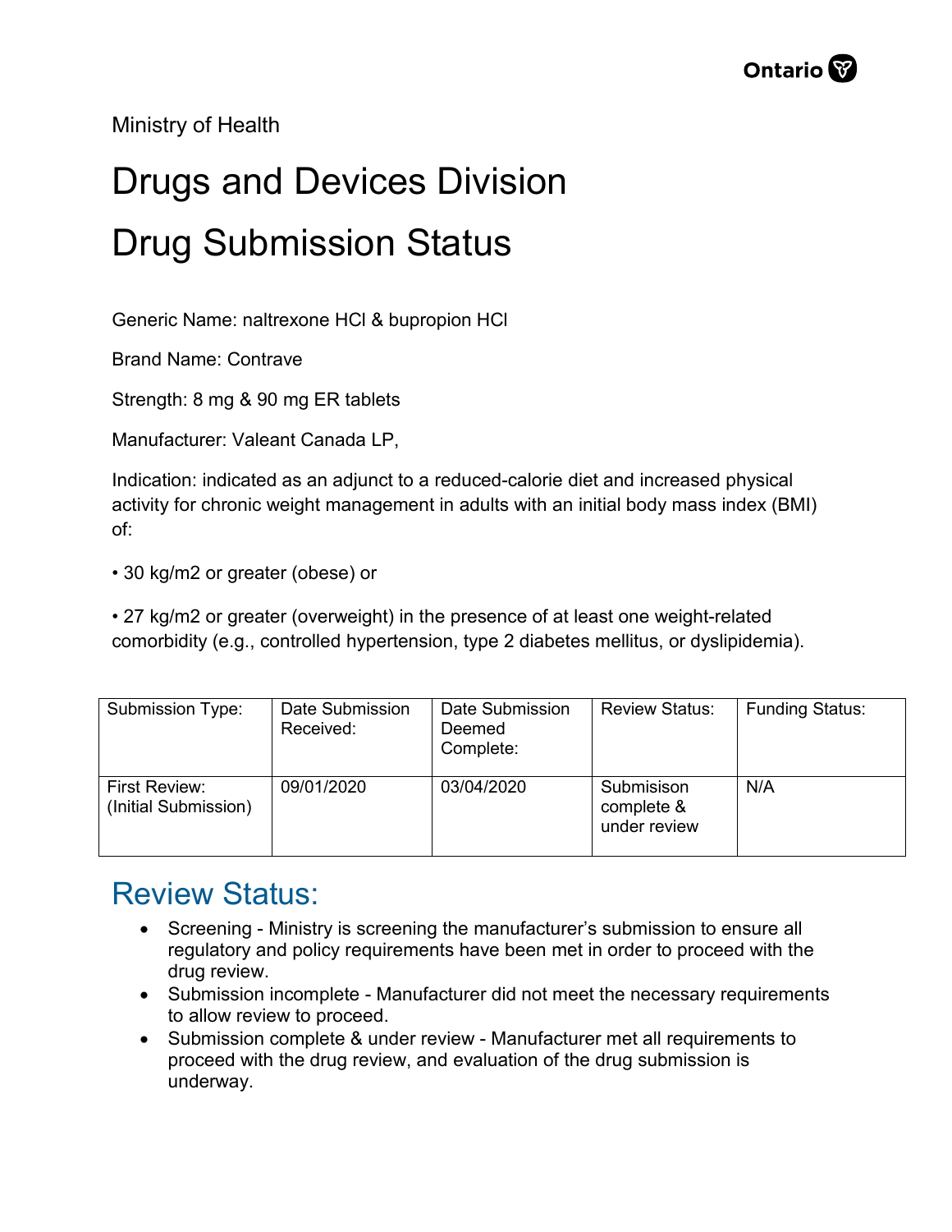Ministry of Health

# Drugs and Devices Division

# Drug Submission Status

Generic Name: naltrexone HCl & bupropion HCl

Brand Name: Contrave

Strength: 8 mg & 90 mg ER tablets

Manufacturer: Valeant Canada LP,

Indication: indicated as an adjunct to a reduced-calorie diet and increased physical activity for chronic weight management in adults with an initial body mass index (BMI) of:

• 30 kg/m2 or greater (obese) or

• 27 kg/m2 or greater (overweight) in the presence of at least one weight-related comorbidity (e.g., controlled hypertension, type 2 diabetes mellitus, or dyslipidemia).

| Submission Type: | Date Submission Received: | Date Submission Deemed Complete: | Review Status: | Funding Status: |
|---|---|---|---|---|
| First Review: (Initial Submission) | 09/01/2020 | 03/04/2020 | Submisison complete & under review | N/A |

## Review Status:

- Screening - Ministry is screening the manufacturer's submission to ensure all regulatory and policy requirements have been met in order to proceed with the drug review.
- Submission incomplete - Manufacturer did not meet the necessary requirements to allow review to proceed.
- Submission complete & under review - Manufacturer met all requirements to proceed with the drug review, and evaluation of the drug submission is underway.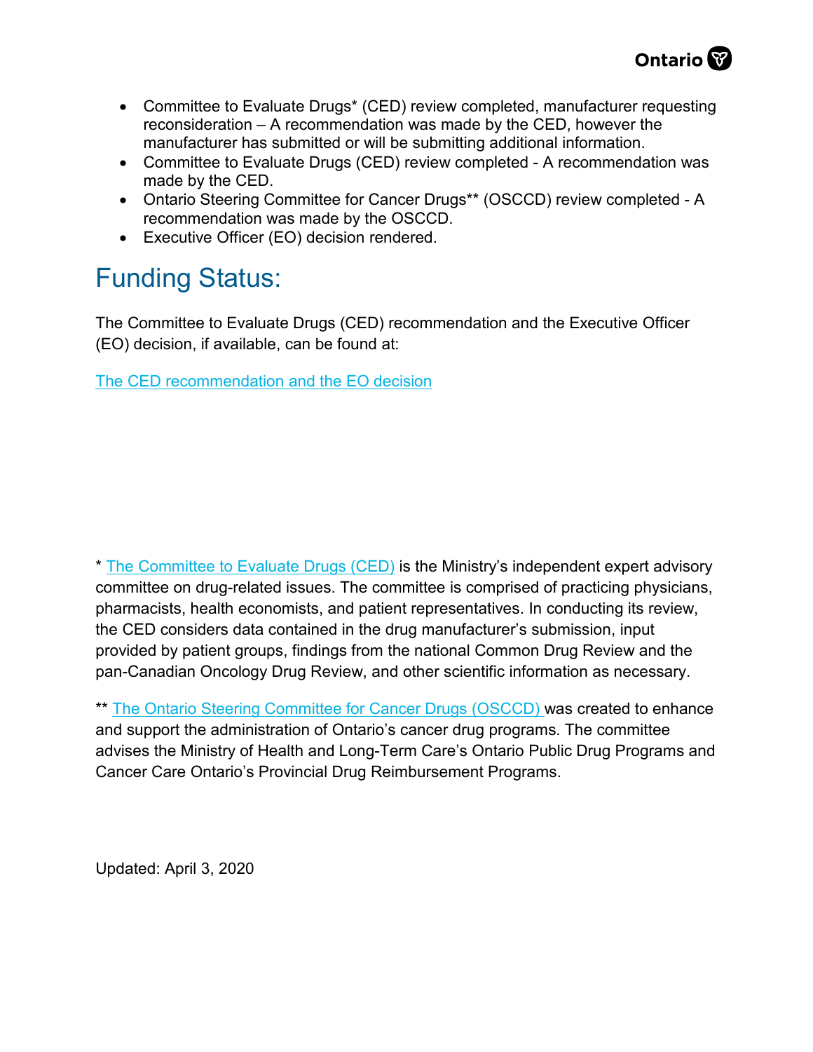- Committee to Evaluate Drugs* (CED) review completed, manufacturer requesting reconsideration – A recommendation was made by the CED, however the manufacturer has submitted or will be submitting additional information.
- Committee to Evaluate Drugs (CED) review completed - A recommendation was made by the CED.
- Ontario Steering Committee for Cancer Drugs** (OSCCD) review completed - A recommendation was made by the OSCCD.
- Executive Officer (EO) decision rendered.

# Funding Status:

The Committee to Evaluate Drugs (CED) recommendation and the Executive Officer (EO) decision, if available, can be found at:

The CED recommendation and the EO decision

* The Committee to Evaluate Drugs (CED) is the Ministry's independent expert advisory committee on drug-related issues. The committee is comprised of practicing physicians, pharmacists, health economists, and patient representatives. In conducting its review, the CED considers data contained in the drug manufacturer's submission, input provided by patient groups, findings from the national Common Drug Review and the pan-Canadian Oncology Drug Review, and other scientific information as necessary.

** The Ontario Steering Committee for Cancer Drugs (OSCCD) was created to enhance and support the administration of Ontario's cancer drug programs. The committee advises the Ministry of Health and Long-Term Care's Ontario Public Drug Programs and Cancer Care Ontario's Provincial Drug Reimbursement Programs.

Updated: April 3, 2020